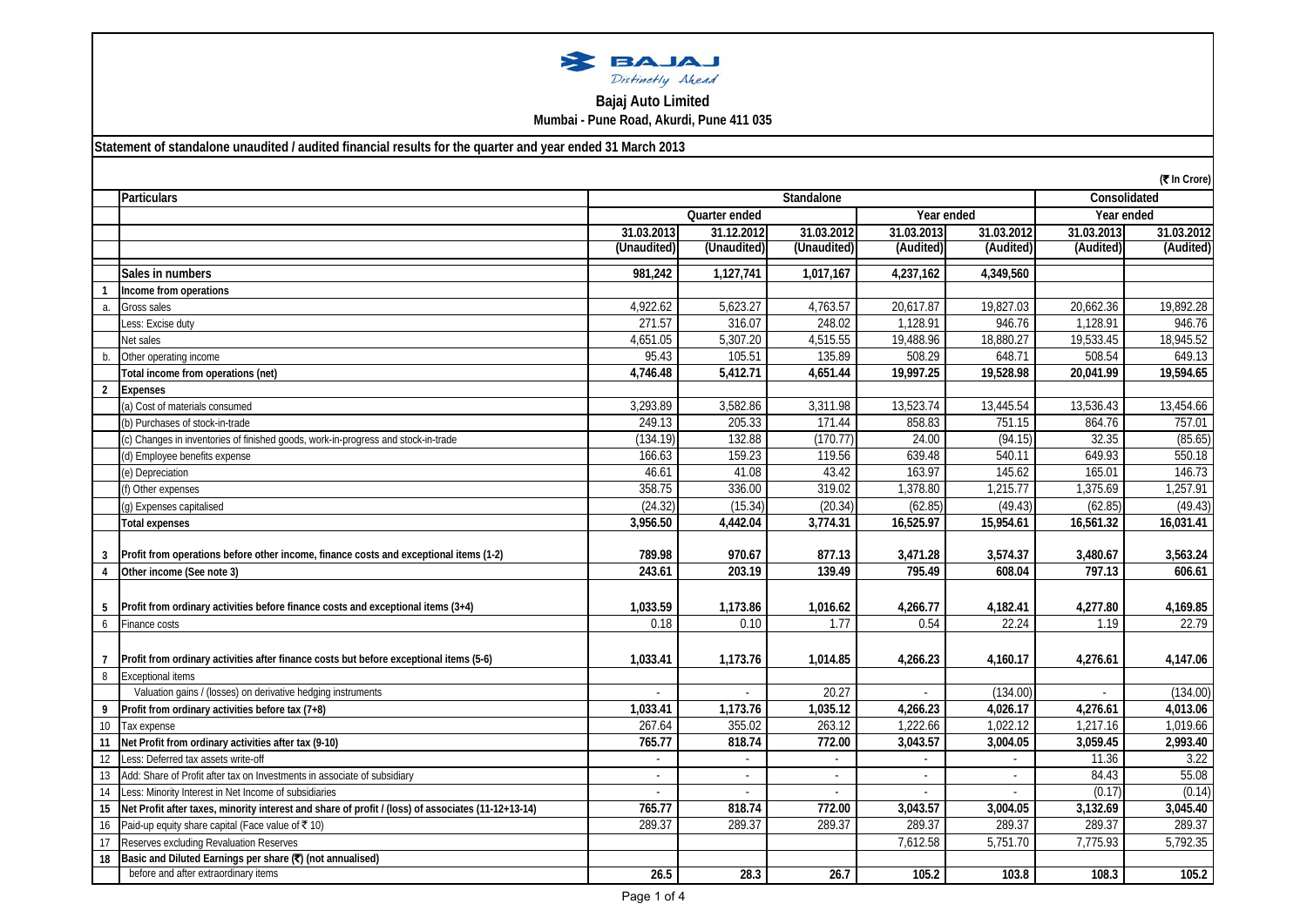**Bajaj Auto Limited**

**Mumbai - Pune Road, Akurdi, Pune 411 035**

**Statement of standalone unaudited / audited financial results for the quarter and year ended 31 March 2013**

(₹ In Crore)

| | Particulars | Standalone | | | | | Consolidated | |
|---|---|---|---|---|---|---|---|---|
| | | Quarter ended | | | Year ended | | Year ended | |
| | | 31.03.2013 | 31.12.2012 | 31.03.2012 | 31.03.2013 | 31.03.2012 | 31.03.2013 | 31.03.2012 |
| | | (Unaudited) | (Unaudited) | (Unaudited) | (Audited) | (Audited) | (Audited) | (Audited) |
| | **Sales in numbers** | **981,242** | **1,127,741** | **1,017,167** | **4,237,162** | **4,349,560** | | |
| **1** | **Income from operations** | | | | | | | |
| a. | Gross sales | 4,922.62 | 5,623.27 | 4,763.57 | 20,617.87 | 19,827.03 | 20,662.36 | 19,892.28 |
| | Less: Excise duty | 271.57 | 316.07 | 248.02 | 1,128.91 | 946.76 | 1,128.91 | 946.76 |
| | Net sales | 4,651.05 | 5,307.20 | 4,515.55 | 19,488.96 | 18,880.27 | 19,533.45 | 18,945.52 |
| b. | Other operating income | 95.43 | 105.51 | 135.89 | 508.29 | 648.71 | 508.54 | 649.13 |
| | **Total income from operations (net)** | **4,746.48** | **5,412.71** | **4,651.44** | **19,997.25** | **19,528.98** | **20,041.99** | **19,594.65** |
| **2** | **Expenses** | | | | | | | |
| | (a) Cost of materials consumed | 3,293.89 | 3,582.86 | 3,311.98 | 13,523.74 | 13,445.54 | 13,536.43 | 13,454.66 |
| | (b) Purchases of stock-in-trade | 249.13 | 205.33 | 171.44 | 858.83 | 751.15 | 864.76 | 757.01 |
| | (c) Changes in inventories of finished goods, work-in-progress and stock-in-trade | (134.19) | 132.88 | (170.77) | 24.00 | (94.15) | 32.35 | (85.65) |
| | (d) Employee benefits expense | 166.63 | 159.23 | 119.56 | 639.48 | 540.11 | 649.93 | 550.18 |
| | (e) Depreciation | 46.61 | 41.08 | 43.42 | 163.97 | 145.62 | 165.01 | 146.73 |
| | (f) Other expenses | 358.75 | 336.00 | 319.02 | 1,378.80 | 1,215.77 | 1,375.69 | 1,257.91 |
| | (g) Expenses capitalised | (24.32) | (15.34) | (20.34) | (62.85) | (49.43) | (62.85) | (49.43) |
| | **Total expenses** | **3,956.50** | **4,442.04** | **3,774.31** | **16,525.97** | **15,954.61** | **16,561.32** | **16,031.41** |
| **3** | **Profit from operations before other income, finance costs and exceptional items (1-2)** | **789.98** | **970.67** | **877.13** | **3,471.28** | **3,574.37** | **3,480.67** | **3,563.24** |
| **4** | **Other income (See note 3)** | **243.61** | **203.19** | **139.49** | **795.49** | **608.04** | **797.13** | **606.61** |
| **5** | **Profit from ordinary activities before finance costs and exceptional items (3+4)** | **1,033.59** | **1,173.86** | **1,016.62** | **4,266.77** | **4,182.41** | **4,277.80** | **4,169.85** |
| 6 | Finance costs | 0.18 | 0.10 | 1.77 | 0.54 | 22.24 | 1.19 | 22.79 |
| **7** | **Profit from ordinary activities after finance costs but before exceptional items (5-6)** | **1,033.41** | **1,173.76** | **1,014.85** | **4,266.23** | **4,160.17** | **4,276.61** | **4,147.06** |
| 8 | Exceptional items | | | | | | | |
| | Valuation gains / (losses) on derivative hedging instruments | - | - | 20.27 | - | (134.00) | - | (134.00) |
| **9** | **Profit from ordinary activities before tax (7+8)** | **1,033.41** | **1,173.76** | **1,035.12** | **4,266.23** | **4,026.17** | **4,276.61** | **4,013.06** |
| 10 | Tax expense | 267.64 | 355.02 | 263.12 | 1,222.66 | 1,022.12 | 1,217.16 | 1,019.66 |
| **11** | **Net Profit from ordinary activities after tax (9-10)** | **765.77** | **818.74** | **772.00** | **3,043.57** | **3,004.05** | **3,059.45** | **2,993.40** |
| 12 | Less: Deferred tax assets write-off | - | - | - | - | - | 11.36 | 3.22 |
| 13 | Add: Share of Profit after tax on Investments in associate of subsidiary | - | - | - | - | - | 84.43 | 55.08 |
| 14 | Less: Minority Interest in Net Income of subsidiaries | - | - | - | - | - | (0.17) | (0.14) |
| **15** | **Net Profit after taxes, minority interest and share of profit / (loss) of associates (11-12+13-14)** | **765.77** | **818.74** | **772.00** | **3,043.57** | **3,004.05** | **3,132.69** | **3,045.40** |
| 16 | Paid-up equity share capital (Face value of ₹ 10) | 289.37 | 289.37 | 289.37 | 289.37 | 289.37 | 289.37 | 289.37 |
| 17 | Reserves excluding Revaluation Reserves | | | | 7,612.58 | 5,751.70 | 7,775.93 | 5,792.35 |
| **18** | **Basic and Diluted Earnings per share (₹) (not annualised)** | | | | | | | |
| | before and after extraordinary items | **26.5** | **28.3** | **26.7** | **105.2** | **103.8** | **108.3** | **105.2** |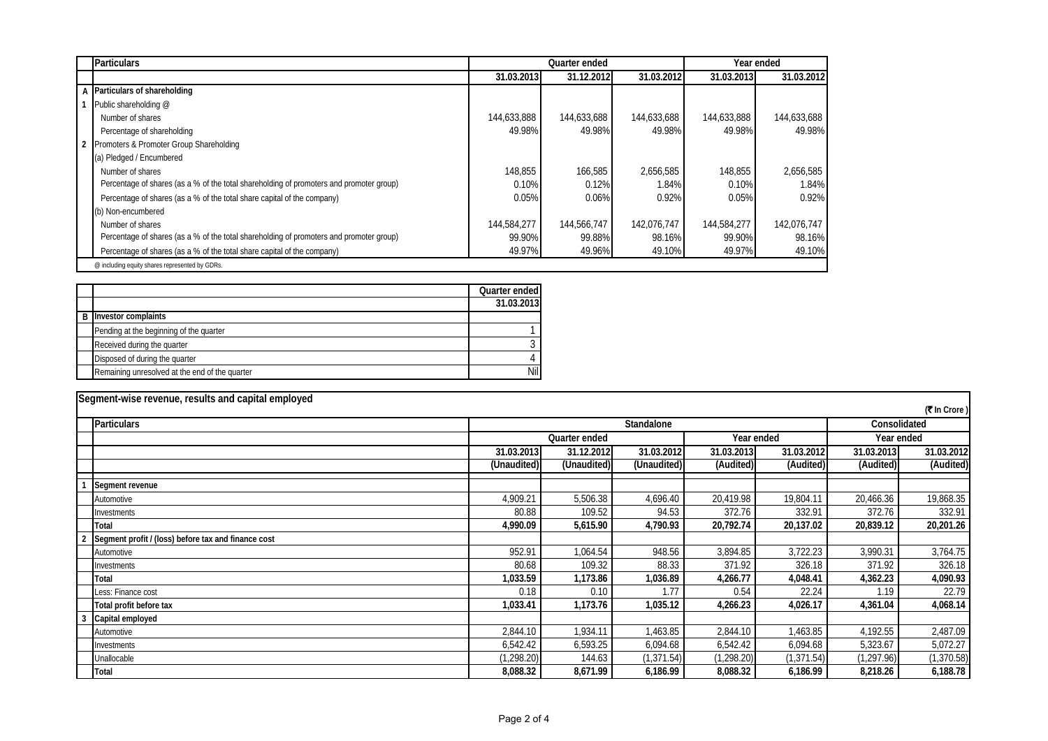| | Particulars | Quarter ended | | | Year ended | |
|---|---|---|---|---|---|---|
| | | 31.03.2013 | 31.12.2012 | 31.03.2012 | 31.03.2013 | 31.03.2012 |
| A | **Particulars of shareholding** | | | | | |
| 1 | Public shareholding @ | | | | | |
| | Number of shares | 144,633,888 | 144,633,688 | 144,633,688 | 144,633,888 | 144,633,688 |
| | Percentage of shareholding | 49.98% | 49.98% | 49.98% | 49.98% | 49.98% |
| 2 | Promoters & Promoter Group Shareholding | | | | | |
| | (a) Pledged / Encumbered | | | | | |
| | Number of shares | 148,855 | 166,585 | 2,656,585 | 148,855 | 2,656,585 |
| | Percentage of shares (as a % of the total shareholding of promoters and promoter group) | 0.10% | 0.12% | 1.84% | 0.10% | 1.84% |
| | Percentage of shares (as a % of the total share capital of the company) | 0.05% | 0.06% | 0.92% | 0.05% | 0.92% |
| | (b) Non-encumbered | | | | | |
| | Number of shares | 144,584,277 | 144,566,747 | 142,076,747 | 144,584,277 | 142,076,747 |
| | Percentage of shares (as a % of the total shareholding of promoters and promoter group) | 99.90% | 99.88% | 98.16% | 99.90% | 98.16% |
| | Percentage of shares (as a % of the total share capital of the company) | 49.97% | 49.96% | 49.10% | 49.97% | 49.10% |

@ including equity shares represented by GDRs.

| | | Quarter ended |
|---|---|---|
| | | 31.03.2013 |
| B | **Investor complaints** | |
| | Pending at the beginning of the quarter | 1 |
| | Received during the quarter | 3 |
| | Disposed of during the quarter | 4 |
| | Remaining unresolved at the end of the quarter | Nil |

**Segment-wise revenue, results and capital employed**

(₹ In Crore)

| | Particulars | Standalone | | | | | Consolidated | |
|---|---|---|---|---|---|---|---|---|
| | | Quarter ended | | | Year ended | | Year ended | |
| | | 31.03.2013 | 31.12.2012 | 31.03.2012 | 31.03.2013 | 31.03.2012 | 31.03.2013 | 31.03.2012 |
| | | (Unaudited) | (Unaudited) | (Unaudited) | (Audited) | (Audited) | (Audited) | (Audited) |
| 1 | **Segment revenue** | | | | | | | |
| | Automotive | 4,909.21 | 5,506.38 | 4,696.40 | 20,419.98 | 19,804.11 | 20,466.36 | 19,868.35 |
| | Investments | 80.88 | 109.52 | 94.53 | 372.76 | 332.91 | 372.76 | 332.91 |
| | **Total** | **4,990.09** | **5,615.90** | **4,790.93** | **20,792.74** | **20,137.02** | **20,839.12** | **20,201.26** |
| 2 | **Segment profit / (loss) before tax and finance cost** | | | | | | | |
| | Automotive | 952.91 | 1,064.54 | 948.56 | 3,894.85 | 3,722.23 | 3,990.31 | 3,764.75 |
| | Investments | 80.68 | 109.32 | 88.33 | 371.92 | 326.18 | 371.92 | 326.18 |
| | **Total** | **1,033.59** | **1,173.86** | **1,036.89** | **4,266.77** | **4,048.41** | **4,362.23** | **4,090.93** |
| | Less: Finance cost | 0.18 | 0.10 | 1.77 | 0.54 | 22.24 | 1.19 | 22.79 |
| | **Total profit before tax** | **1,033.41** | **1,173.76** | **1,035.12** | **4,266.23** | **4,026.17** | **4,361.04** | **4,068.14** |
| 3 | **Capital employed** | | | | | | | |
| | Automotive | 2,844.10 | 1,934.11 | 1,463.85 | 2,844.10 | 1,463.85 | 4,192.55 | 2,487.09 |
| | Investments | 6,542.42 | 6,593.25 | 6,094.68 | 6,542.42 | 6,094.68 | 5,323.67 | 5,072.27 |
| | Unallocable | (1,298.20) | 144.63 | (1,371.54) | (1,298.20) | (1,371.54) | (1,297.96) | (1,370.58) |
| | **Total** | **8,088.32** | **8,671.99** | **6,186.99** | **8,088.32** | **6,186.99** | **8,218.26** | **6,188.78** |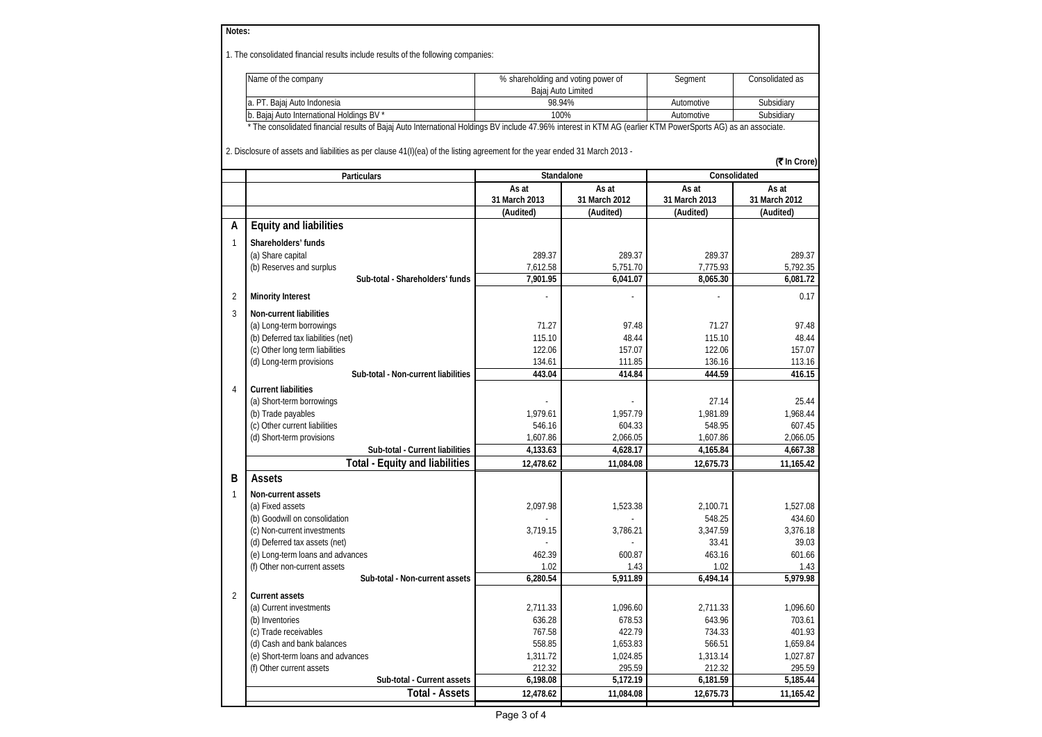**Notes:**

1. The consolidated financial results include results of the following companies:

| Name of the company | % shareholding and voting power of Bajaj Auto Limited | Segment | Consolidated as |
|---|---|---|---|
| a. PT. Bajaj Auto Indonesia | 98.94% | Automotive | Subsidiary |
| b. Bajaj Auto International Holdings BV * | 100% | Automotive | Subsidiary |

* The consolidated financial results of Bajaj Auto International Holdings BV include 47.96% interest in KTM AG (earlier KTM PowerSports AG) as an associate.

2. Disclosure of assets and liabilities as per clause 41(I)(ea) of the listing agreement for the year ended 31 March 2013 -

(₹ In Crore)

| | Particulars | Standalone | | Consolidated | |
|---|---|---|---|---|---|
| | | As at 31 March 2013 | As at 31 March 2012 | As at 31 March 2013 | As at 31 March 2012 |
| | | (Audited) | (Audited) | (Audited) | (Audited) |
| **A** | **Equity and liabilities** | | | | |
| 1 | **Shareholders' funds** | | | | |
| | (a) Share capital | 289.37 | 289.37 | 289.37 | 289.37 |
| | (b) Reserves and surplus | 7,612.58 | 5,751.70 | 7,775.93 | 5,792.35 |
| | **Sub-total - Shareholders' funds** | **7,901.95** | **6,041.07** | **8,065.30** | **6,081.72** |
| 2 | **Minority Interest** | - | - | - | 0.17 |
| 3 | **Non-current liabilities** | | | | |
| | (a) Long-term borrowings | 71.27 | 97.48 | 71.27 | 97.48 |
| | (b) Deferred tax liabilities (net) | 115.10 | 48.44 | 115.10 | 48.44 |
| | (c) Other long term liabilities | 122.06 | 157.07 | 122.06 | 157.07 |
| | (d) Long-term provisions | 134.61 | 111.85 | 136.16 | 113.16 |
| | **Sub-total - Non-current liabilities** | **443.04** | **414.84** | **444.59** | **416.15** |
| 4 | **Current liabilities** | | | | |
| | (a) Short-term borrowings | - | - | 27.14 | 25.44 |
| | (b) Trade payables | 1,979.61 | 1,957.79 | 1,981.89 | 1,968.44 |
| | (c) Other current liabilities | 546.16 | 604.33 | 548.95 | 607.45 |
| | (d) Short-term provisions | 1,607.86 | 2,066.05 | 1,607.86 | 2,066.05 |
| | **Sub-total - Current liabilities** | **4,133.63** | **4,628.17** | **4,165.84** | **4,667.38** |
| | **Total - Equity and liabilities** | **12,478.62** | **11,084.08** | **12,675.73** | **11,165.42** |
| **B** | **Assets** | | | | |
| 1 | **Non-current assets** | | | | |
| | (a) Fixed assets | 2,097.98 | 1,523.38 | 2,100.71 | 1,527.08 |
| | (b) Goodwill on consolidation | - | - | 548.25 | 434.60 |
| | (c) Non-current investments | 3,719.15 | 3,786.21 | 3,347.59 | 3,376.18 |
| | (d) Deferred tax assets (net) | - | - | 33.41 | 39.03 |
| | (e) Long-term loans and advances | 462.39 | 600.87 | 463.16 | 601.66 |
| | (f) Other non-current assets | 1.02 | 1.43 | 1.02 | 1.43 |
| | **Sub-total - Non-current assets** | **6,280.54** | **5,911.89** | **6,494.14** | **5,979.98** |
| 2 | **Current assets** | | | | |
| | (a) Current investments | 2,711.33 | 1,096.60 | 2,711.33 | 1,096.60 |
| | (b) Inventories | 636.28 | 678.53 | 643.96 | 703.61 |
| | (c) Trade receivables | 767.58 | 422.79 | 734.33 | 401.93 |
| | (d) Cash and bank balances | 558.85 | 1,653.83 | 566.51 | 1,659.84 |
| | (e) Short-term loans and advances | 1,311.72 | 1,024.85 | 1,313.14 | 1,027.87 |
| | (f) Other current assets | 212.32 | 295.59 | 212.32 | 295.59 |
| | **Sub-total - Current assets** | **6,198.08** | **5,172.19** | **6,181.59** | **5,185.44** |
| | **Total - Assets** | **12,478.62** | **11,084.08** | **12,675.73** | **11,165.42** |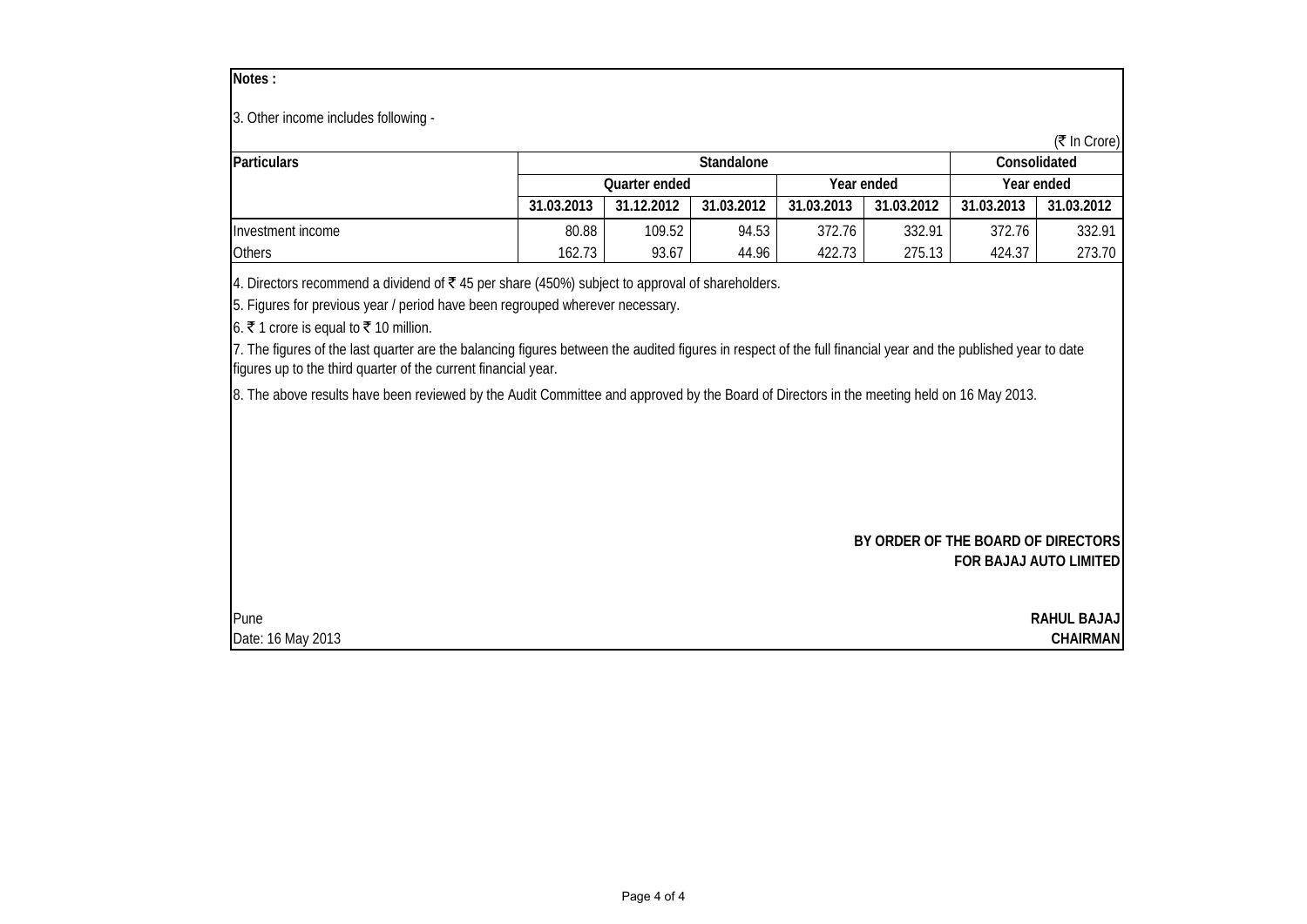**Notes :**

3. Other income includes following -

(₹ In Crore)

| Particulars | Standalone | | | | | Consolidated | |
|---|---|---|---|---|---|---|---|
| | Quarter ended | | | Year ended | | Year ended | |
| | 31.03.2013 | 31.12.2012 | 31.03.2012 | 31.03.2013 | 31.03.2012 | 31.03.2013 | 31.03.2012 |
| Investment income | 80.88 | 109.52 | 94.53 | 372.76 | 332.91 | 372.76 | 332.91 |
| Others | 162.73 | 93.67 | 44.96 | 422.73 | 275.13 | 424.37 | 273.70 |

4. Directors recommend a dividend of ₹ 45 per share (450%) subject to approval of shareholders.

5. Figures for previous year / period have been regrouped wherever necessary.

6. ₹ 1 crore is equal to ₹ 10 million.

7. The figures of the last quarter are the balancing figures between the audited figures in respect of the full financial year and the published year to date figures up to the third quarter of the current financial year.

8. The above results have been reviewed by the Audit Committee and approved by the Board of Directors in the meeting held on 16 May 2013.

**BY ORDER OF THE BOARD OF DIRECTORS**
**FOR BAJAJ AUTO LIMITED**

Pune
Date: 16 May 2013

**RAHUL BAJAJ**
**CHAIRMAN**